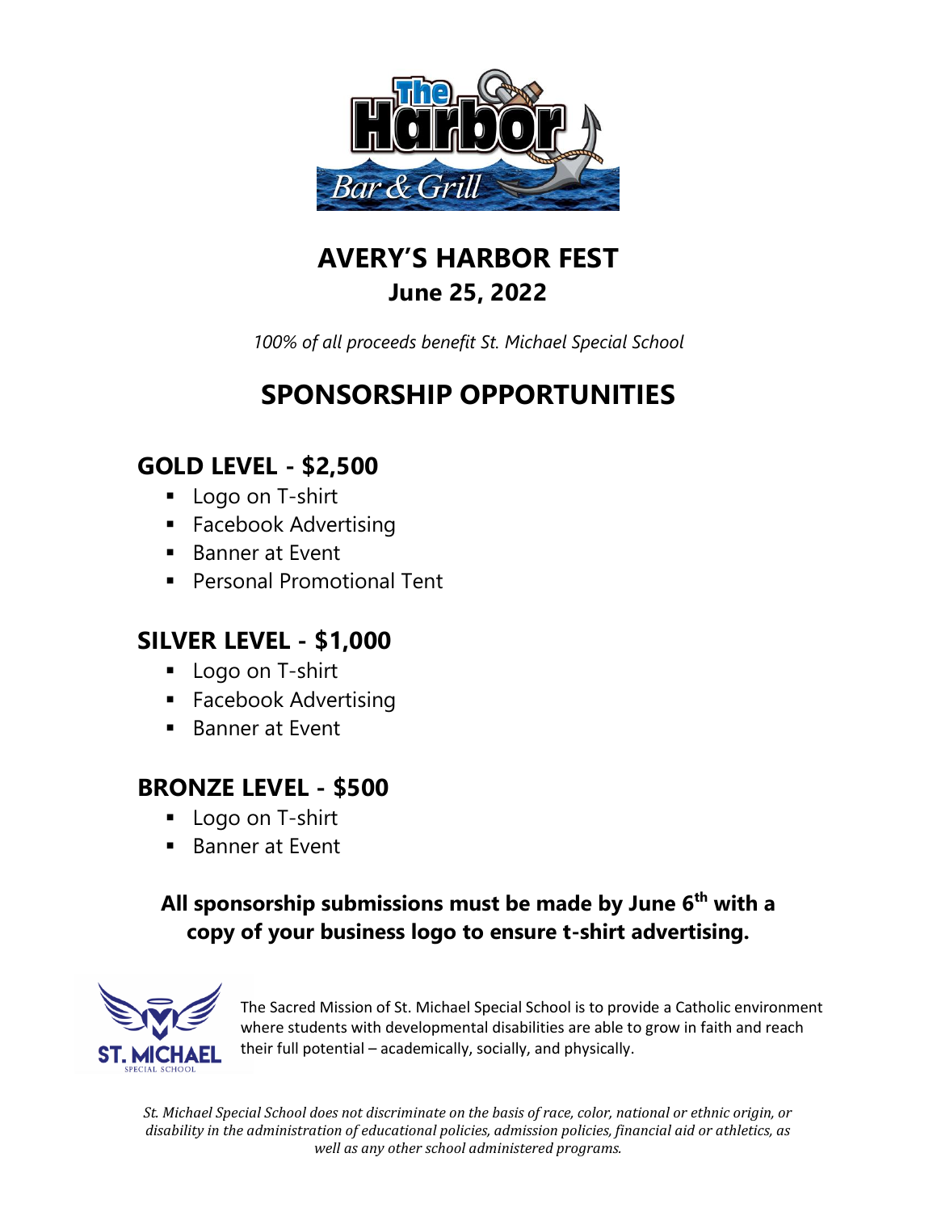# AVERY'S HARBOR FEST

## June 25, 2022

*100% of all proceeds benefit St. Michael Special School*

# SPONSORSHIP OPPORTUNITIES

## GOLD LEVEL - $2,500

- Logo on T-shirt
- Facebook Advertising
- Banner at Event
- Personal Promotional Tent

## SILVER LEVEL - $1,000

- Logo on T-shirt
- Facebook Advertising
- Banner at Event

## BRONZE LEVEL - $500

- Logo on T-shirt
- Banner at Event

**All sponsorship submissions must be made by June 6th with a copy of your business logo to ensure t-shirt advertising.**

The Sacred Mission of St. Michael Special School is to provide a Catholic environment where students with developmental disabilities are able to grow in faith and reach their full potential – academically, socially, and physically.

*St. Michael Special School does not discriminate on the basis of race, color, national or ethnic origin, or disability in the administration of educational policies, admission policies, financial aid or athletics, as well as any other school administered programs.*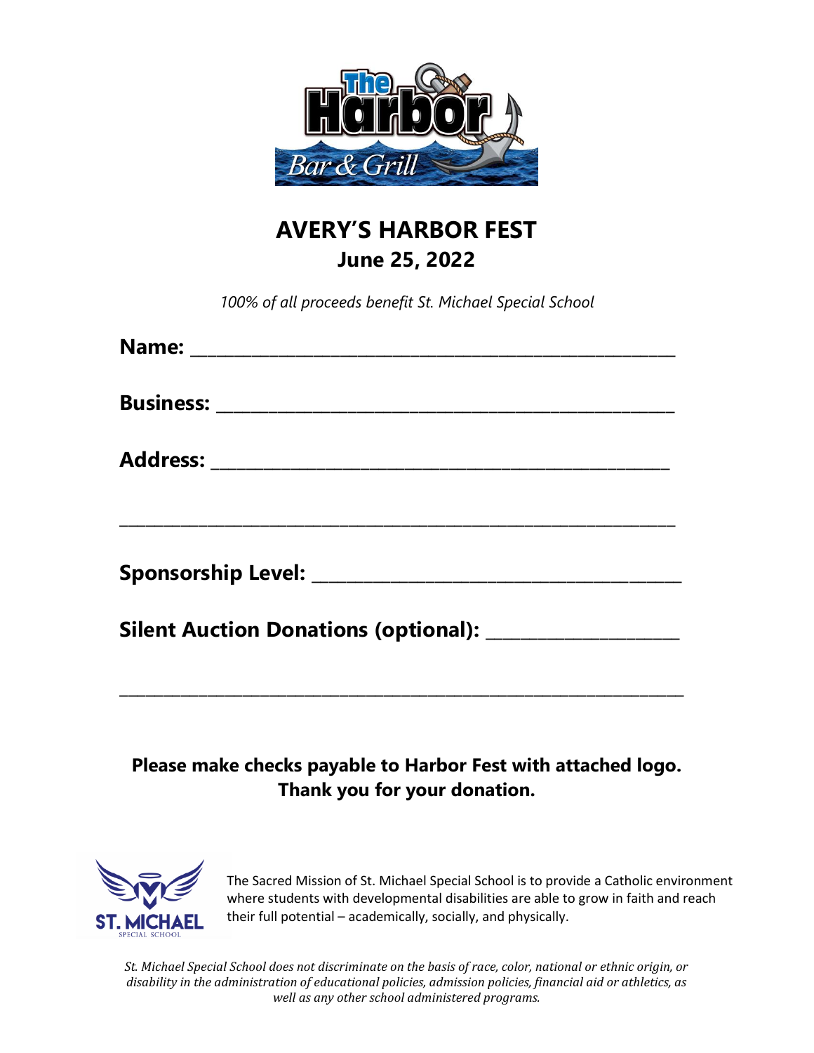# AVERY'S HARBOR FEST

## June 25, 2022

*100% of all proceeds benefit St. Michael Special School*

**Name:** ______________________________________________

**Business:** ____________________________________________

**Address:** _____________________________________________

_______________________________________________________

**Sponsorship Level:** _____________________________________

**Silent Auction Donations (optional):** ___________________

_______________________________________________________

**Please make checks payable to Harbor Fest with attached logo.**
**Thank you for your donation.**

The Sacred Mission of St. Michael Special School is to provide a Catholic environment where students with developmental disabilities are able to grow in faith and reach their full potential – academically, socially, and physically.

*St. Michael Special School does not discriminate on the basis of race, color, national or ethnic origin, or disability in the administration of educational policies, admission policies, financial aid or athletics, as well as any other school administered programs.*